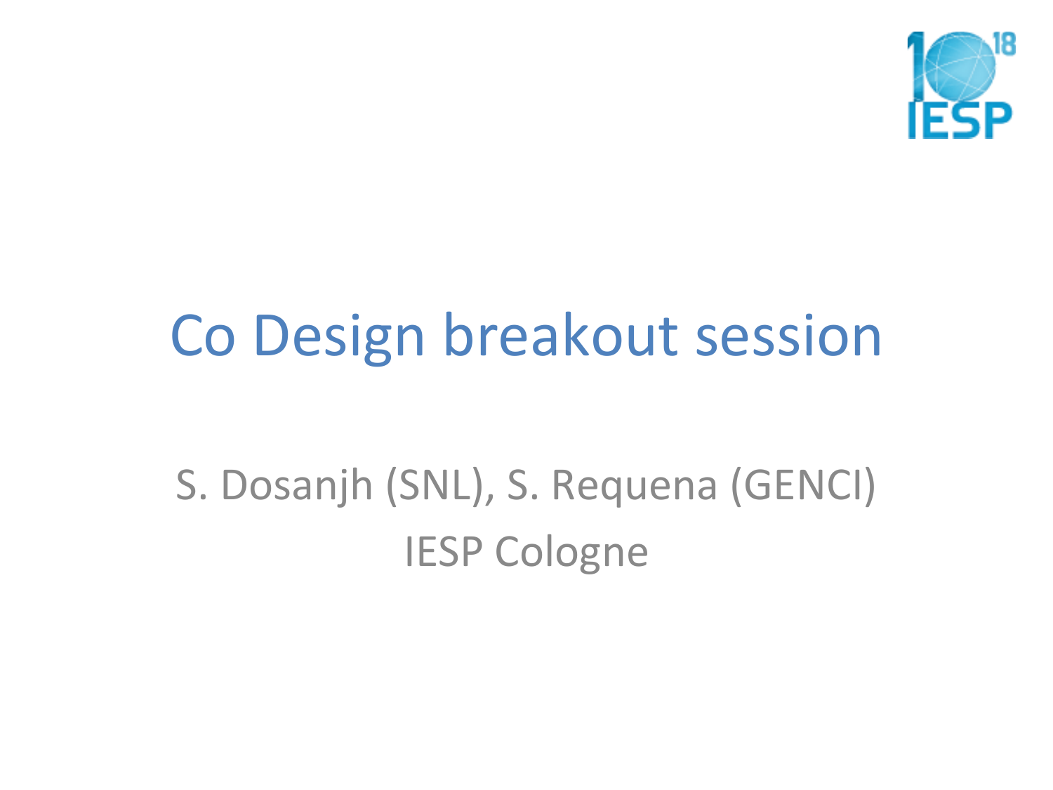# Co Design breakout session

S. Dosanjh (SNL), S. Requena (GENCI)

IESP Cologne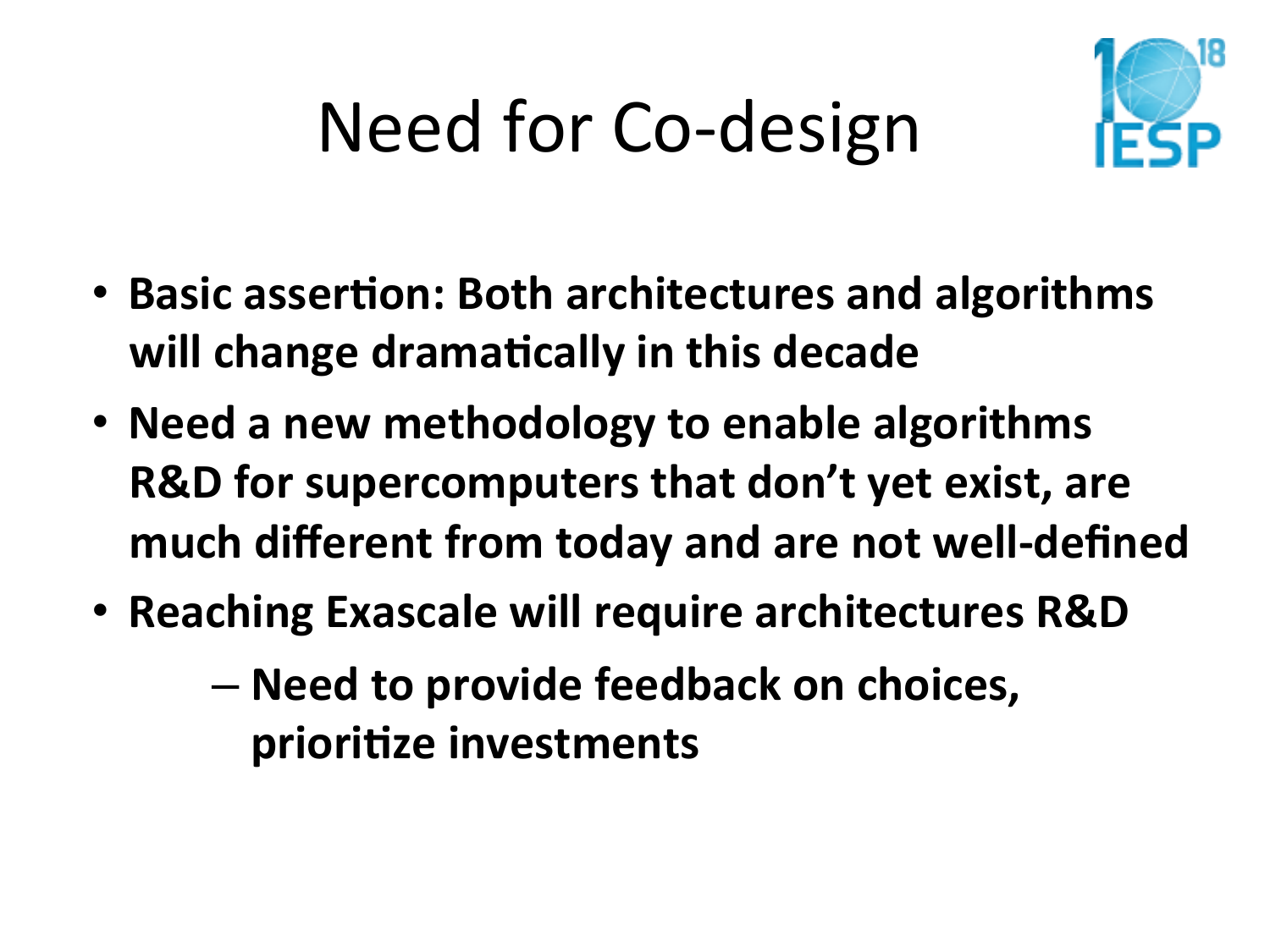# Need for Co-design

- **Basic assertion: Both architectures and algorithms will change dramatically in this decade**
- **Need a new methodology to enable algorithms R&D for supercomputers that don't yet exist, are much different from today and are not well-defined**
- **Reaching Exascale will require architectures R&D**
  - **Need to provide feedback on choices, prioritize investments**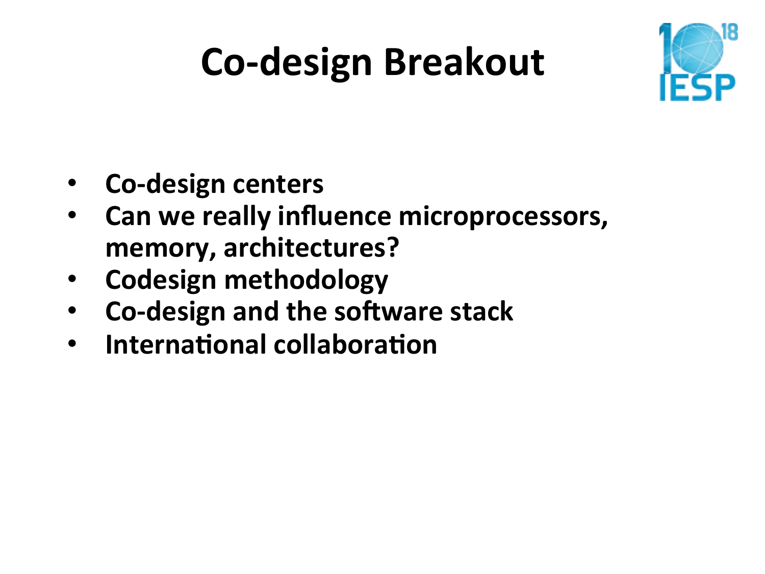# Co-design Breakout

- Co-design centers
- Can we really influence microprocessors, memory, architectures?
- Codesign methodology
- Co-design and the software stack
- International collaboration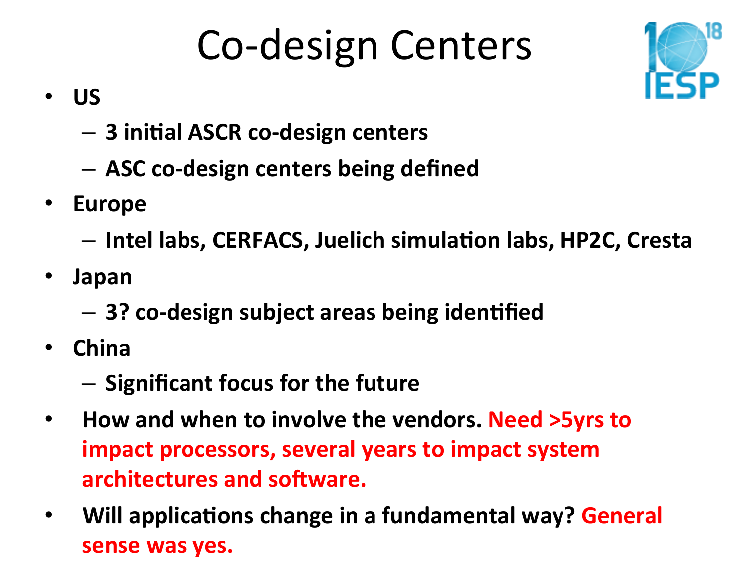# Co-design Centers

- **US**
  - **3 initial ASCR co-design centers**
  - **ASC co-design centers being defined**
- **Europe**
  - **Intel labs, CERFACS, Juelich simulation labs, HP2C, Cresta**
- **Japan**
  - **3? co-design subject areas being identified**
- **China**
  - **Significant focus for the future**
- **How and when to involve the vendors. Need >5yrs to impact processors, several years to impact system architectures and software.**
- **Will applications change in a fundamental way? General sense was yes.**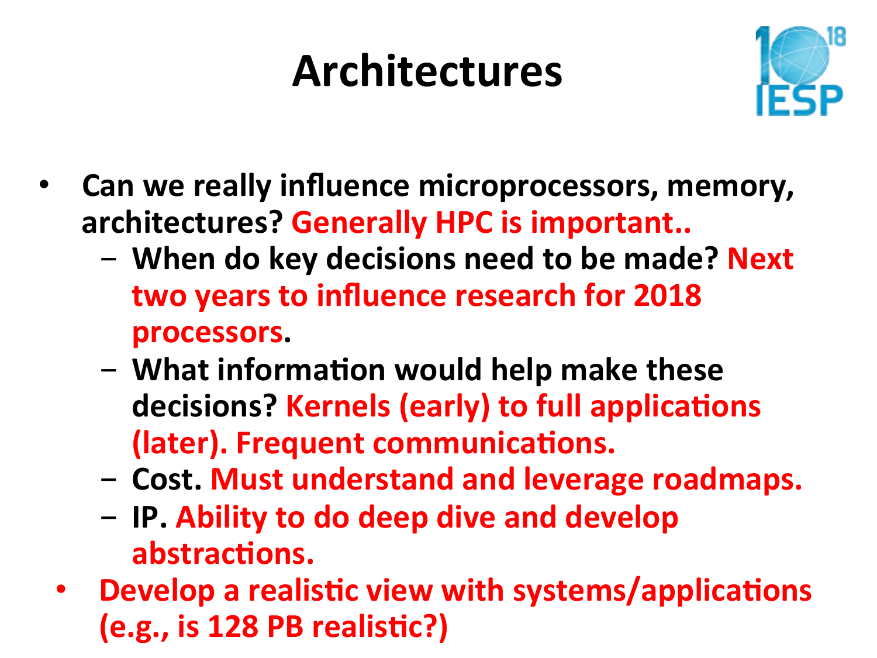# Architectures

- Can we really influence microprocessors, memory, architectures? Generally HPC is important..
  - When do key decisions need to be made? Next two years to influence research for 2018 processors.
  - What information would help make these decisions? Kernels (early) to full applications (later). Frequent communications.
  - Cost. Must understand and leverage roadmaps.
  - IP. Ability to do deep dive and develop abstractions.
- Develop a realistic view with systems/applications (e.g., is 128 PB realistic?)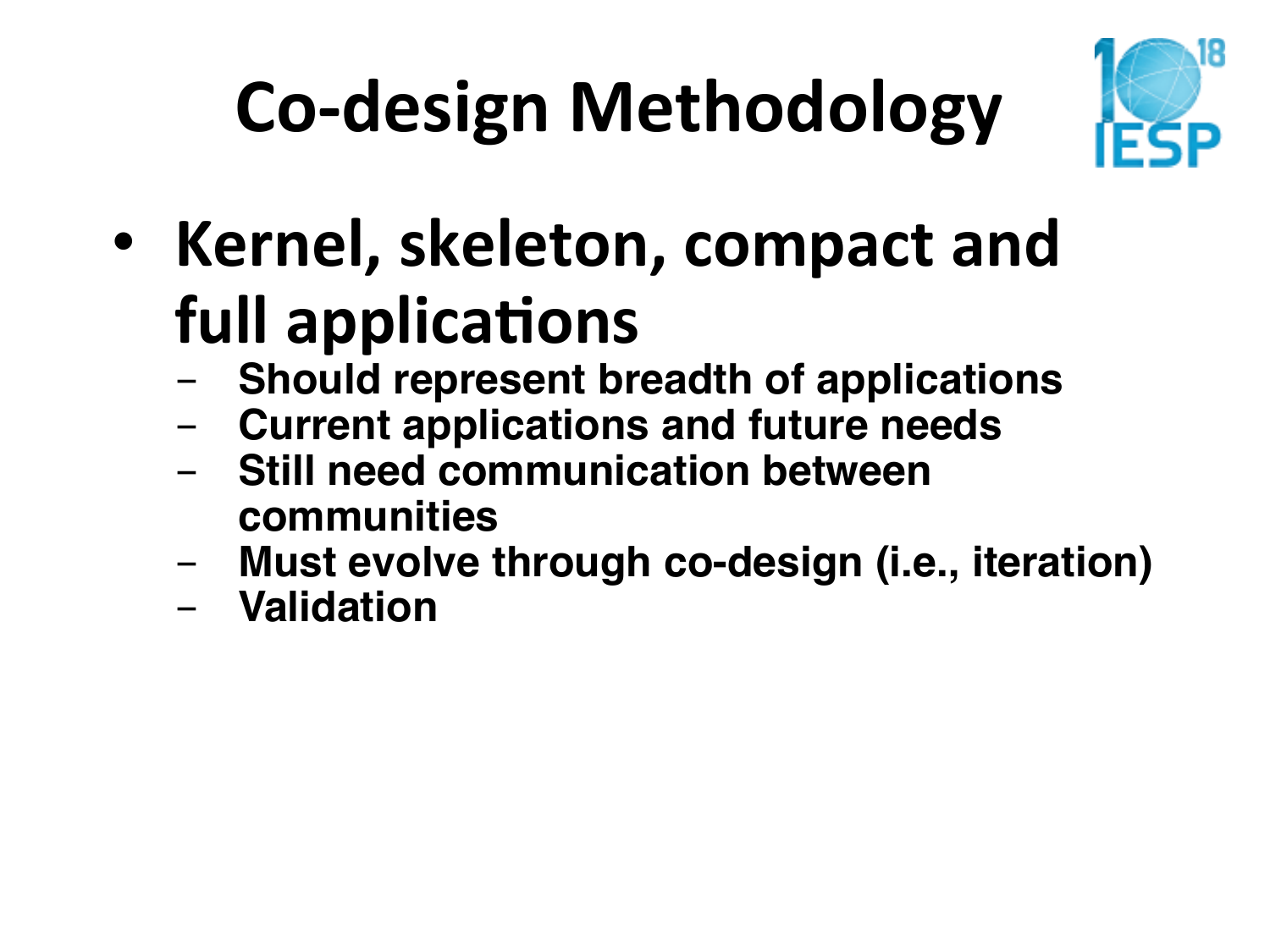# Co-design Methodology

- **Kernel, skeleton, compact and full applications**
  - **Should represent breadth of applications**
  - **Current applications and future needs**
  - **Still need communication between communities**
  - **Must evolve through co-design (i.e., iteration)**
  - **Validation**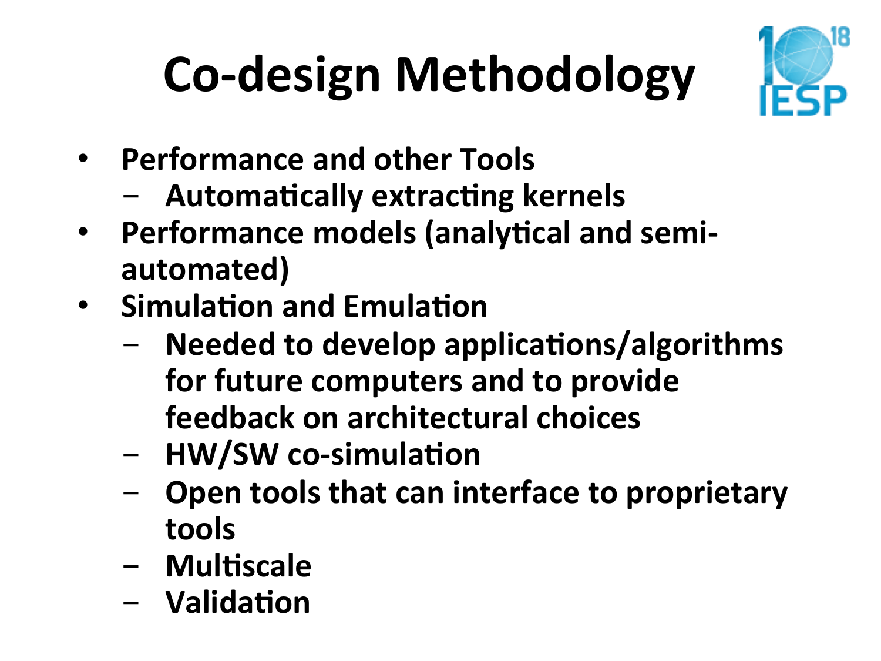# Co-design Methodology

- Performance and other Tools
  - Automatically extracting kernels
- Performance models (analytical and semi-automated)
- Simulation and Emulation
  - Needed to develop applications/algorithms for future computers and to provide feedback on architectural choices
  - HW/SW co-simulation
  - Open tools that can interface to proprietary tools
  - Multiscale
  - Validation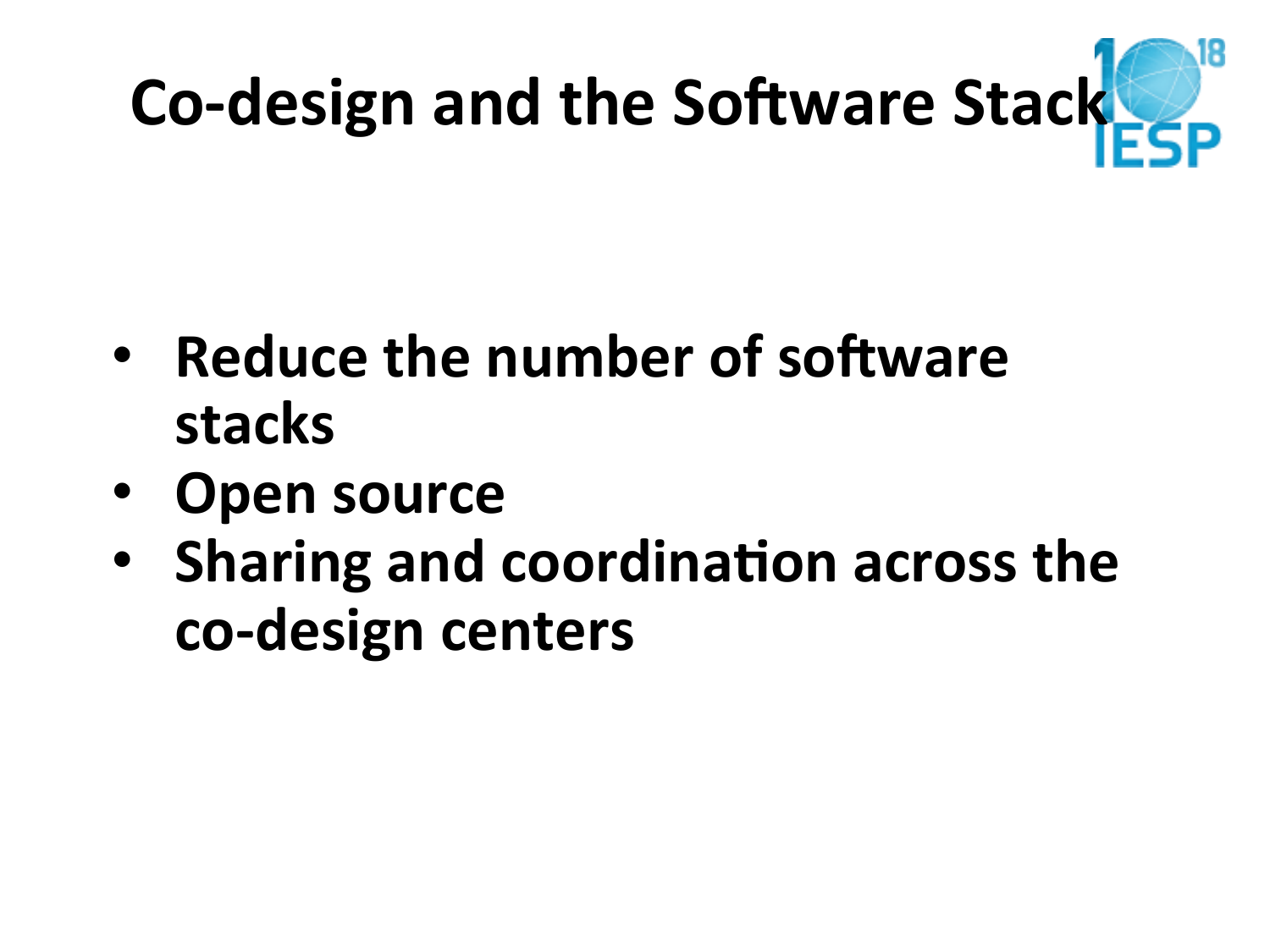# Co-design and the Software Stack

- **Reduce the number of software stacks**
- **Open source**
- **Sharing and coordination across the co-design centers**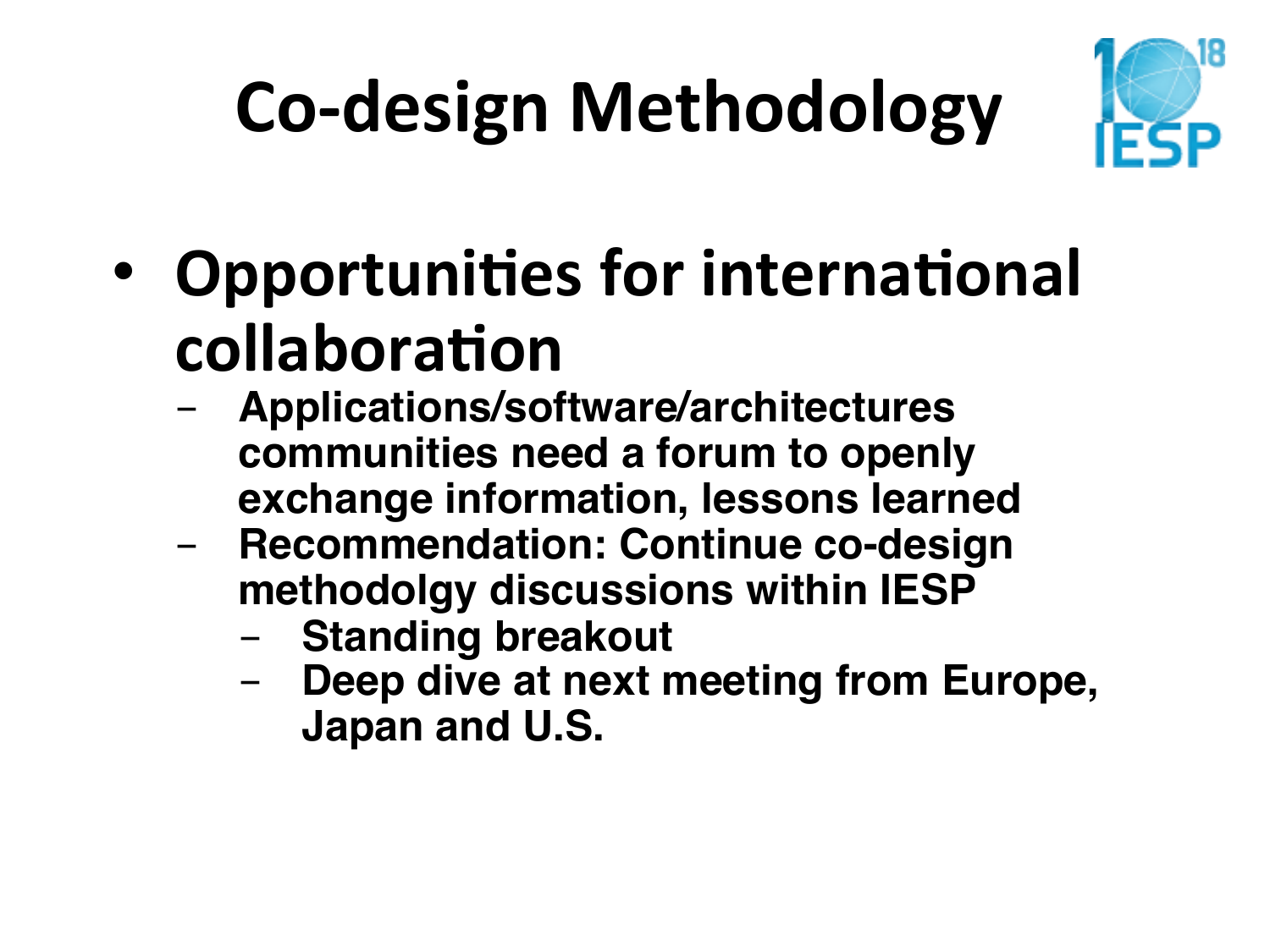# Co-design Methodology

- **Opportunities for international collaboration**
  - **Applications/software/architectures communities need a forum to openly exchange information, lessons learned**
  - **Recommendation: Continue co-design methodolgy discussions within IESP**
    - **Standing breakout**
    - **Deep dive at next meeting from Europe, Japan and U.S.**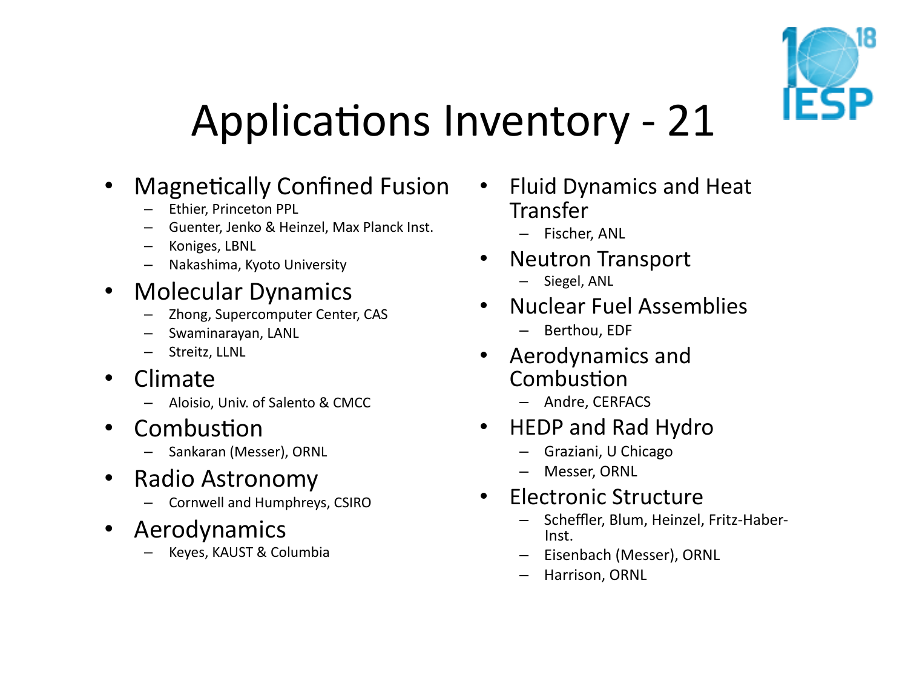# Applications Inventory - 21

- Magnetically Confined Fusion
  - Ethier, Princeton PPL
  - Guenter, Jenko & Heinzel, Max Planck Inst.
  - Koniges, LBNL
  - Nakashima, Kyoto University
- Molecular Dynamics
  - Zhong, Supercomputer Center, CAS
  - Swaminarayan, LANL
  - Streitz, LLNL
- Climate
  - Aloisio, Univ. of Salento & CMCC
- Combustion
  - Sankaran (Messer), ORNL
- Radio Astronomy
  - Cornwell and Humphreys, CSIRO
- Aerodynamics
  - Keyes, KAUST & Columbia
- Fluid Dynamics and Heat Transfer
  - Fischer, ANL
- Neutron Transport
  - Siegel, ANL
- Nuclear Fuel Assemblies
  - Berthou, EDF
- Aerodynamics and Combustion
  - Andre, CERFACS
- HEDP and Rad Hydro
  - Graziani, U Chicago
  - Messer, ORNL
- Electronic Structure
  - Scheffler, Blum, Heinzel, Fritz-Haber-Inst.
  - Eisenbach (Messer), ORNL
  - Harrison, ORNL